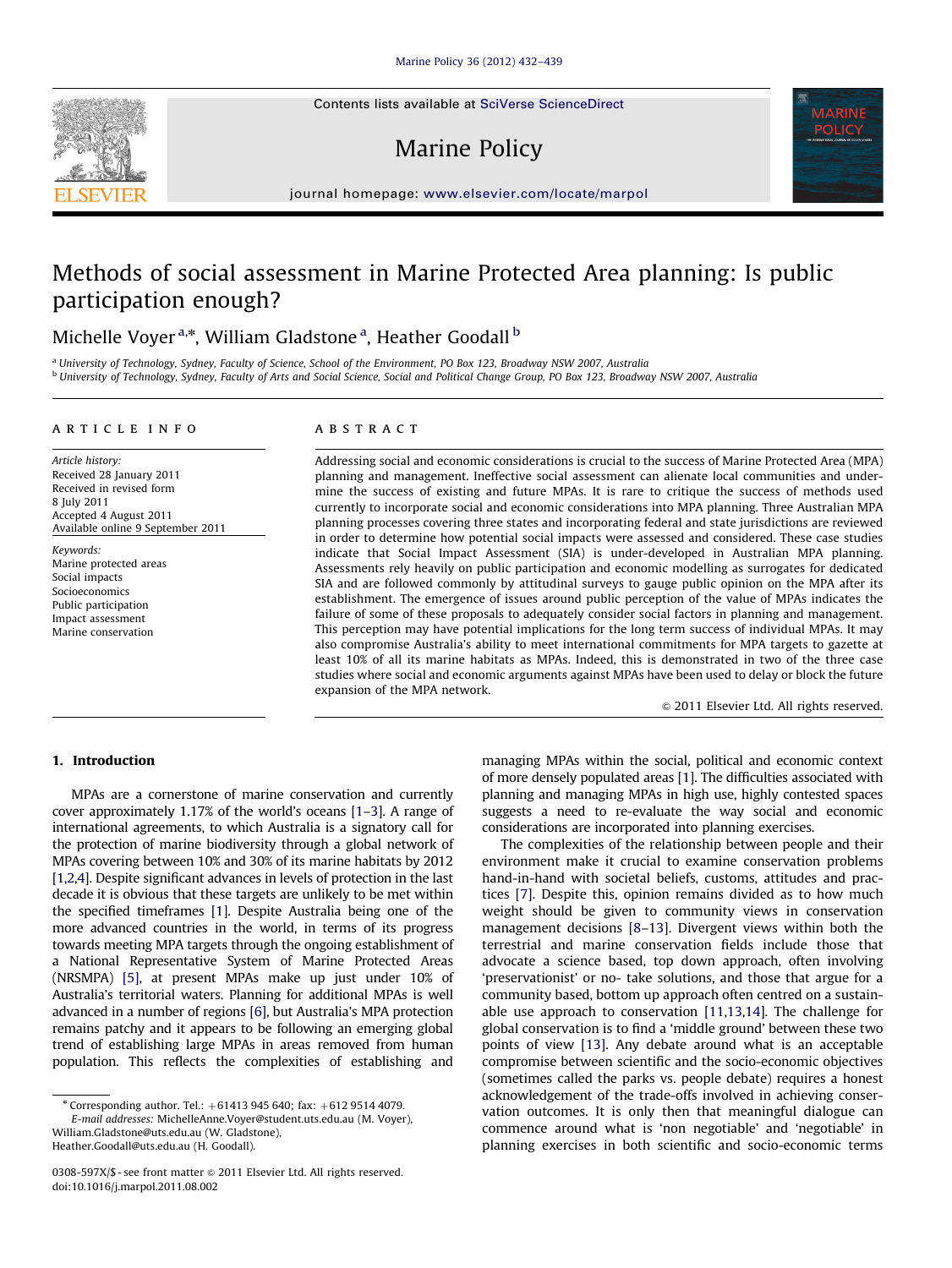# Methods of social assessment in Marine Protected Area planning: Is public participation enough?

Michelle Voyer [a,*], William Gladstone [a], Heather Goodall [b]

[a] University of Technology, Sydney, Faculty of Science, School of the Environment, PO Box 123, Broadway NSW 2007, Australia
[b] University of Technology, Sydney, Faculty of Arts and Social Science, Social and Political Change Group, PO Box 123, Broadway NSW 2007, Australia

## ARTICLE INFO

*Article history:*
Received 28 January 2011
Received in revised form
8 July 2011
Accepted 4 August 2011
Available online 9 September 2011

*Keywords:*
Marine protected areas
Social impacts
Socioeconomics
Public participation
Impact assessment
Marine conservation

## ABSTRACT

Addressing social and economic considerations is crucial to the success of Marine Protected Area (MPA) planning and management. Ineffective social assessment can alienate local communities and undermine the success of existing and future MPAs. It is rare to critique the success of methods used currently to incorporate social and economic considerations into MPA planning. Three Australian MPA planning processes covering three states and incorporating federal and state jurisdictions are reviewed in order to determine how potential social impacts were assessed and considered. These case studies indicate that Social Impact Assessment (SIA) is under-developed in Australian MPA planning. Assessments rely heavily on public participation and economic modelling as surrogates for dedicated SIA and are followed commonly by attitudinal surveys to gauge public opinion on the MPA after its establishment. The emergence of issues around public perception of the value of MPAs indicates the failure of some of these proposals to adequately consider social factors in planning and management. This perception may have potential implications for the long term success of individual MPAs. It may also compromise Australia's ability to meet international commitments for MPA targets to gazette at least 10% of all its marine habitats as MPAs. Indeed, this is demonstrated in two of the three case studies where social and economic arguments against MPAs have been used to delay or block the future expansion of the MPA network.

© 2011 Elsevier Ltd. All rights reserved.

## 1. Introduction

MPAs are a cornerstone of marine conservation and currently cover approximately 1.17% of the world's oceans [1–3]. A range of international agreements, to which Australia is a signatory call for the protection of marine biodiversity through a global network of MPAs covering between 10% and 30% of its marine habitats by 2012 [1,2,4]. Despite significant advances in levels of protection in the last decade it is obvious that these targets are unlikely to be met within the specified timeframes [1]. Despite Australia being one of the more advanced countries in the world, in terms of its progress towards meeting MPA targets through the ongoing establishment of a National Representative System of Marine Protected Areas (NRSMPA) [5], at present MPAs make up just under 10% of Australia's territorial waters. Planning for additional MPAs is well advanced in a number of regions [6], but Australia's MPA protection remains patchy and it appears to be following an emerging global trend of establishing large MPAs in areas removed from human population. This reflects the complexities of establishing and managing MPAs within the social, political and economic context of more densely populated areas [1]. The difficulties associated with planning and managing MPAs in high use, highly contested spaces suggests a need to re-evaluate the way social and economic considerations are incorporated into planning exercises.

The complexities of the relationship between people and their environment make it crucial to examine conservation problems hand-in-hand with societal beliefs, customs, attitudes and practices [7]. Despite this, opinion remains divided as to how much weight should be given to community views in conservation management decisions [8–13]. Divergent views within both the terrestrial and marine conservation fields include those that advocate a science based, top down approach, often involving 'preservationist' or no- take solutions, and those that argue for a community based, bottom up approach often centred on a sustainable use approach to conservation [11,13,14]. The challenge for global conservation is to find a 'middle ground' between these two points of view [13]. Any debate around what is an acceptable compromise between scientific and the socio-economic objectives (sometimes called the parks vs. people debate) requires a honest acknowledgement of the trade-offs involved in achieving conservation outcomes. It is only then that meaningful dialogue can commence around what is 'non negotiable' and 'negotiable' in planning exercises in both scientific and socio-economic terms

* Corresponding author. Tel.: +61413 945 640; fax: +612 9514 4079.
*E-mail addresses:* MichelleAnne.Voyer@student.uts.edu.au (M. Voyer), William.Gladstone@uts.edu.au (W. Gladstone), Heather.Goodall@uts.edu.au (H. Goodall).

0308-597X/$ - see front matter © 2011 Elsevier Ltd. All rights reserved.
doi:10.1016/j.marpol.2011.08.002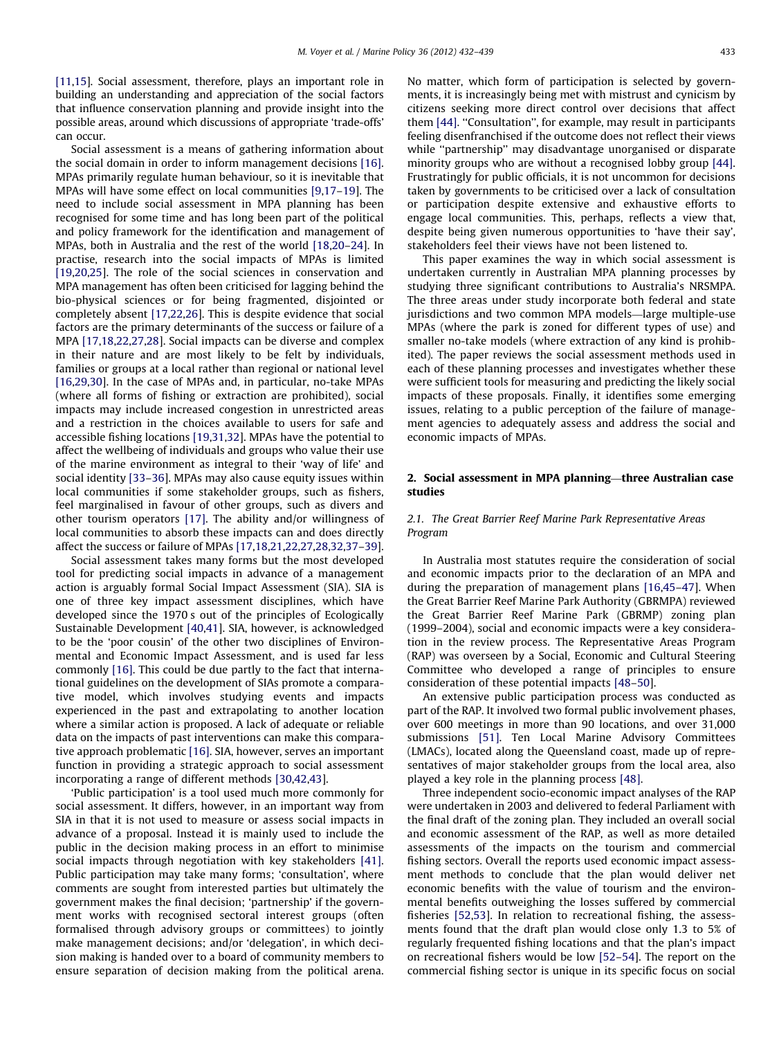[11,15]. Social assessment, therefore, plays an important role in building an understanding and appreciation of the social factors that influence conservation planning and provide insight into the possible areas, around which discussions of appropriate 'trade-offs' can occur.

Social assessment is a means of gathering information about the social domain in order to inform management decisions [16]. MPAs primarily regulate human behaviour, so it is inevitable that MPAs will have some effect on local communities [9,17–19]. The need to include social assessment in MPA planning has been recognised for some time and has long been part of the political and policy framework for the identification and management of MPAs, both in Australia and the rest of the world [18,20–24]. In practise, research into the social impacts of MPAs is limited [19,20,25]. The role of the social sciences in conservation and MPA management has often been criticised for lagging behind the bio-physical sciences or for being fragmented, disjointed or completely absent [17,22,26]. This is despite evidence that social factors are the primary determinants of the success or failure of a MPA [17,18,22,27,28]. Social impacts can be diverse and complex in their nature and are most likely to be felt by individuals, families or groups at a local rather than regional or national level [16,29,30]. In the case of MPAs and, in particular, no-take MPAs (where all forms of fishing or extraction are prohibited), social impacts may include increased congestion in unrestricted areas and a restriction in the choices available to users for safe and accessible fishing locations [19,31,32]. MPAs have the potential to affect the wellbeing of individuals and groups who value their use of the marine environment as integral to their 'way of life' and social identity [33–36]. MPAs may also cause equity issues within local communities if some stakeholder groups, such as fishers, feel marginalised in favour of other groups, such as divers and other tourism operators [17]. The ability and/or willingness of local communities to absorb these impacts can and does directly affect the success or failure of MPAs [17,18,21,22,27,28,32,37–39].

Social assessment takes many forms but the most developed tool for predicting social impacts in advance of a management action is arguably formal Social Impact Assessment (SIA). SIA is one of three key impact assessment disciplines, which have developed since the 1970 s out of the principles of Ecologically Sustainable Development [40,41]. SIA, however, is acknowledged to be the 'poor cousin' of the other two disciplines of Environmental and Economic Impact Assessment, and is used far less commonly [16]. This could be due partly to the fact that international guidelines on the development of SIAs promote a comparative model, which involves studying events and impacts experienced in the past and extrapolating to another location where a similar action is proposed. A lack of adequate or reliable data on the impacts of past interventions can make this comparative approach problematic [16]. SIA, however, serves an important function in providing a strategic approach to social assessment incorporating a range of different methods [30,42,43].

'Public participation' is a tool used much more commonly for social assessment. It differs, however, in an important way from SIA in that it is not used to measure or assess social impacts in advance of a proposal. Instead it is mainly used to include the public in the decision making process in an effort to minimise social impacts through negotiation with key stakeholders [41]. Public participation may take many forms; 'consultation', where comments are sought from interested parties but ultimately the government makes the final decision; 'partnership' if the government works with recognised sectoral interest groups (often formalised through advisory groups or committees) to jointly make management decisions; and/or 'delegation', in which decision making is handed over to a board of community members to ensure separation of decision making from the political arena. No matter, which form of participation is selected by governments, it is increasingly being met with mistrust and cynicism by citizens seeking more direct control over decisions that affect them [44]. "Consultation", for example, may result in participants feeling disenfranchised if the outcome does not reflect their views while "partnership" may disadvantage unorganised or disparate minority groups who are without a recognised lobby group [44]. Frustratingly for public officials, it is not uncommon for decisions taken by governments to be criticised over a lack of consultation or participation despite extensive and exhaustive efforts to engage local communities. This, perhaps, reflects a view that, despite being given numerous opportunities to 'have their say', stakeholders feel their views have not been listened to.

This paper examines the way in which social assessment is undertaken currently in Australian MPA planning processes by studying three significant contributions to Australia's NRSMPA. The three areas under study incorporate both federal and state jurisdictions and two common MPA models—large multiple-use MPAs (where the park is zoned for different types of use) and smaller no-take models (where extraction of any kind is prohibited). The paper reviews the social assessment methods used in each of these planning processes and investigates whether these were sufficient tools for measuring and predicting the likely social impacts of these proposals. Finally, it identifies some emerging issues, relating to a public perception of the failure of management agencies to adequately assess and address the social and economic impacts of MPAs.

## 2. Social assessment in MPA planning—three Australian case studies

### 2.1. The Great Barrier Reef Marine Park Representative Areas Program

In Australia most statutes require the consideration of social and economic impacts prior to the declaration of an MPA and during the preparation of management plans [16,45–47]. When the Great Barrier Reef Marine Park Authority (GBRMPA) reviewed the Great Barrier Reef Marine Park (GBRMP) zoning plan (1999–2004), social and economic impacts were a key consideration in the review process. The Representative Areas Program (RAP) was overseen by a Social, Economic and Cultural Steering Committee who developed a range of principles to ensure consideration of these potential impacts [48–50].

An extensive public participation process was conducted as part of the RAP. It involved two formal public involvement phases, over 600 meetings in more than 90 locations, and over 31,000 submissions [51]. Ten Local Marine Advisory Committees (LMACs), located along the Queensland coast, made up of representatives of major stakeholder groups from the local area, also played a key role in the planning process [48].

Three independent socio-economic impact analyses of the RAP were undertaken in 2003 and delivered to federal Parliament with the final draft of the zoning plan. They included an overall social and economic assessment of the RAP, as well as more detailed assessments of the impacts on the tourism and commercial fishing sectors. Overall the reports used economic impact assessment methods to conclude that the plan would deliver net economic benefits with the value of tourism and the environmental benefits outweighing the losses suffered by commercial fisheries [52,53]. In relation to recreational fishing, the assessments found that the draft plan would close only 1.3 to 5% of regularly frequented fishing locations and that the plan's impact on recreational fishers would be low [52–54]. The report on the commercial fishing sector is unique in its specific focus on social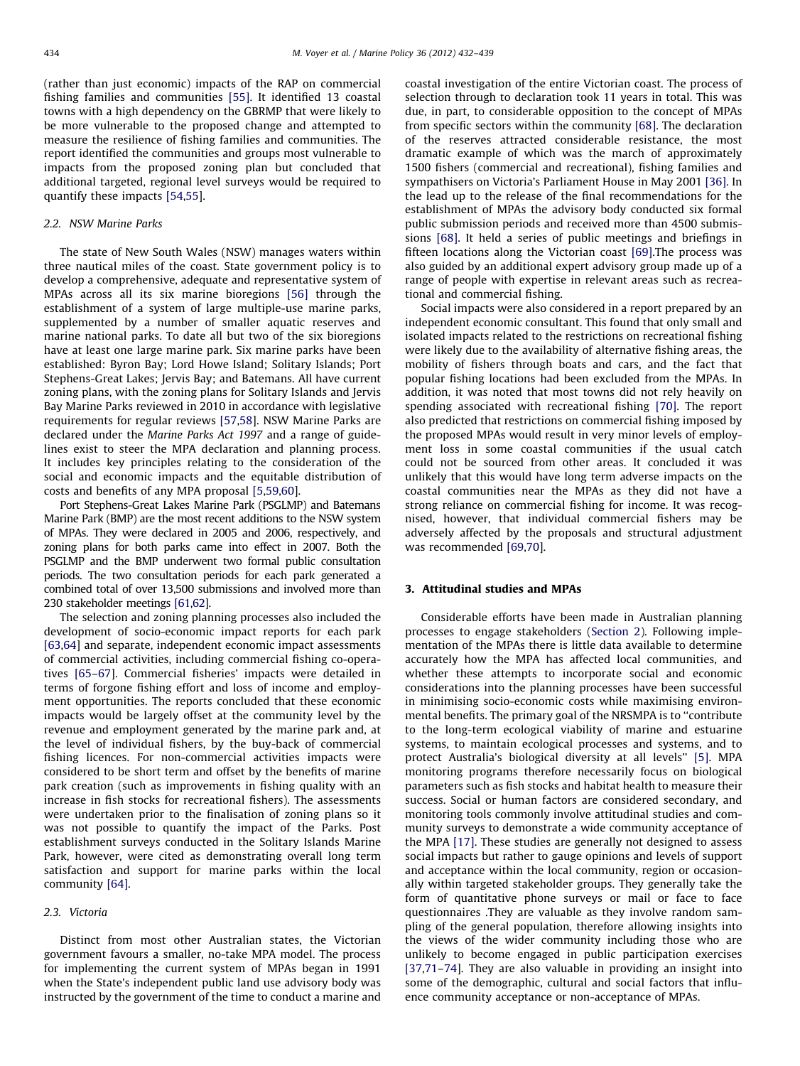(rather than just economic) impacts of the RAP on commercial fishing families and communities [55]. It identified 13 coastal towns with a high dependency on the GBRMP that were likely to be more vulnerable to the proposed change and attempted to measure the resilience of fishing families and communities. The report identified the communities and groups most vulnerable to impacts from the proposed zoning plan but concluded that additional targeted, regional level surveys would be required to quantify these impacts [54,55].

### 2.2. NSW Marine Parks

The state of New South Wales (NSW) manages waters within three nautical miles of the coast. State government policy is to develop a comprehensive, adequate and representative system of MPAs across all its six marine bioregions [56] through the establishment of a system of large multiple-use marine parks, supplemented by a number of smaller aquatic reserves and marine national parks. To date all but two of the six bioregions have at least one large marine park. Six marine parks have been established: Byron Bay; Lord Howe Island; Solitary Islands; Port Stephens-Great Lakes; Jervis Bay; and Batemans. All have current zoning plans, with the zoning plans for Solitary Islands and Jervis Bay Marine Parks reviewed in 2010 in accordance with legislative requirements for regular reviews [57,58]. NSW Marine Parks are declared under the *Marine Parks Act 1997* and a range of guidelines exist to steer the MPA declaration and planning process. It includes key principles relating to the consideration of the social and economic impacts and the equitable distribution of costs and benefits of any MPA proposal [5,59,60].

Port Stephens-Great Lakes Marine Park (PSGLMP) and Batemans Marine Park (BMP) are the most recent additions to the NSW system of MPAs. They were declared in 2005 and 2006, respectively, and zoning plans for both parks came into effect in 2007. Both the PSGLMP and the BMP underwent two formal public consultation periods. The two consultation periods for each park generated a combined total of over 13,500 submissions and involved more than 230 stakeholder meetings [61,62].

The selection and zoning planning processes also included the development of socio-economic impact reports for each park [63,64] and separate, independent economic impact assessments of commercial activities, including commercial fishing co-operatives [65–67]. Commercial fisheries' impacts were detailed in terms of forgone fishing effort and loss of income and employment opportunities. The reports concluded that these economic impacts would be largely offset at the community level by the revenue and employment generated by the marine park and, at the level of individual fishers, by the buy-back of commercial fishing licences. For non-commercial activities impacts were considered to be short term and offset by the benefits of marine park creation (such as improvements in fishing quality with an increase in fish stocks for recreational fishers). The assessments were undertaken prior to the finalisation of zoning plans so it was not possible to quantify the impact of the Parks. Post establishment surveys conducted in the Solitary Islands Marine Park, however, were cited as demonstrating overall long term satisfaction and support for marine parks within the local community [64].

### 2.3. Victoria

Distinct from most other Australian states, the Victorian government favours a smaller, no-take MPA model. The process for implementing the current system of MPAs began in 1991 when the State's independent public land use advisory body was instructed by the government of the time to conduct a marine and coastal investigation of the entire Victorian coast. The process of selection through to declaration took 11 years in total. This was due, in part, to considerable opposition to the concept of MPAs from specific sectors within the community [68]. The declaration of the reserves attracted considerable resistance, the most dramatic example of which was the march of approximately 1500 fishers (commercial and recreational), fishing families and sympathisers on Victoria's Parliament House in May 2001 [36]. In the lead up to the release of the final recommendations for the establishment of MPAs the advisory body conducted six formal public submission periods and received more than 4500 submissions [68]. It held a series of public meetings and briefings in fifteen locations along the Victorian coast [69].The process was also guided by an additional expert advisory group made up of a range of people with expertise in relevant areas such as recreational and commercial fishing.

Social impacts were also considered in a report prepared by an independent economic consultant. This found that only small and isolated impacts related to the restrictions on recreational fishing were likely due to the availability of alternative fishing areas, the mobility of fishers through boats and cars, and the fact that popular fishing locations had been excluded from the MPAs. In addition, it was noted that most towns did not rely heavily on spending associated with recreational fishing [70]. The report also predicted that restrictions on commercial fishing imposed by the proposed MPAs would result in very minor levels of employment loss in some coastal communities if the usual catch could not be sourced from other areas. It concluded it was unlikely that this would have long term adverse impacts on the coastal communities near the MPAs as they did not have a strong reliance on commercial fishing for income. It was recognised, however, that individual commercial fishers may be adversely affected by the proposals and structural adjustment was recommended [69,70].

## 3. Attitudinal studies and MPAs

Considerable efforts have been made in Australian planning processes to engage stakeholders (Section 2). Following implementation of the MPAs there is little data available to determine accurately how the MPA has affected local communities, and whether these attempts to incorporate social and economic considerations into the planning processes have been successful in minimising socio-economic costs while maximising environmental benefits. The primary goal of the NRSMPA is to "contribute to the long-term ecological viability of marine and estuarine systems, to maintain ecological processes and systems, and to protect Australia's biological diversity at all levels" [5]. MPA monitoring programs therefore necessarily focus on biological parameters such as fish stocks and habitat health to measure their success. Social or human factors are considered secondary, and monitoring tools commonly involve attitudinal studies and community surveys to demonstrate a wide community acceptance of the MPA [17]. These studies are generally not designed to assess social impacts but rather to gauge opinions and levels of support and acceptance within the local community, region or occasionally within targeted stakeholder groups. They generally take the form of quantitative phone surveys or mail or face to face questionnaires .They are valuable as they involve random sampling of the general population, therefore allowing insights into the views of the wider community including those who are unlikely to become engaged in public participation exercises [37,71–74]. They are also valuable in providing an insight into some of the demographic, cultural and social factors that influence community acceptance or non-acceptance of MPAs.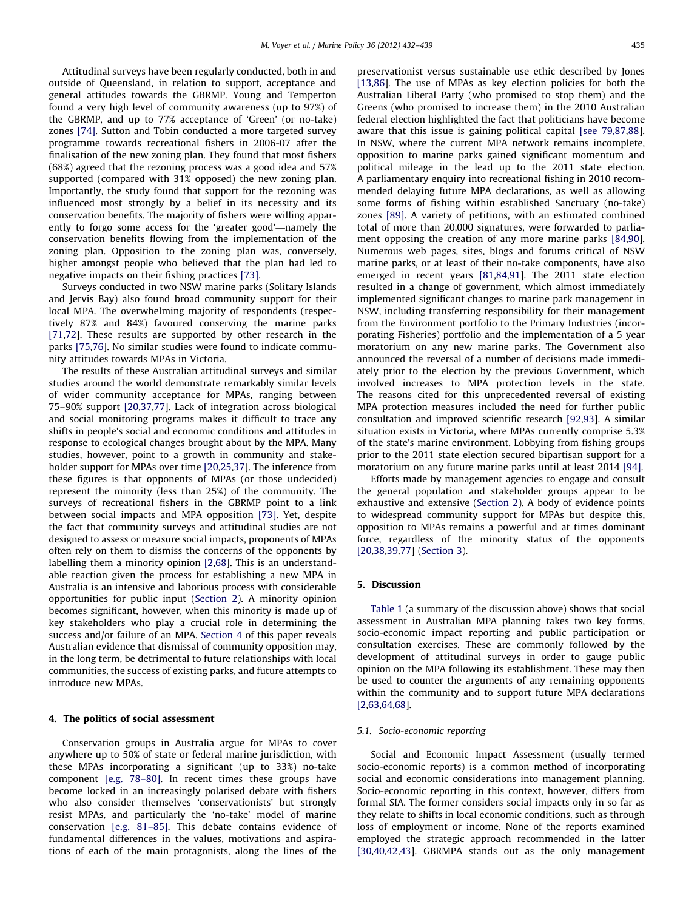Attitudinal surveys have been regularly conducted, both in and outside of Queensland, in relation to support, acceptance and general attitudes towards the GBRMP. Young and Temperton found a very high level of community awareness (up to 97%) of the GBRMP, and up to 77% acceptance of 'Green' (or no-take) zones [74]. Sutton and Tobin conducted a more targeted survey programme towards recreational fishers in 2006-07 after the finalisation of the new zoning plan. They found that most fishers (68%) agreed that the rezoning process was a good idea and 57% supported (compared with 31% opposed) the new zoning plan. Importantly, the study found that support for the rezoning was influenced most strongly by a belief in its necessity and its conservation benefits. The majority of fishers were willing apparently to forgo some access for the 'greater good'—namely the conservation benefits flowing from the implementation of the zoning plan. Opposition to the zoning plan was, conversely, higher amongst people who believed that the plan had led to negative impacts on their fishing practices [73].

Surveys conducted in two NSW marine parks (Solitary Islands and Jervis Bay) also found broad community support for their local MPA. The overwhelming majority of respondents (respectively 87% and 84%) favoured conserving the marine parks [71,72]. These results are supported by other research in the parks [75,76]. No similar studies were found to indicate community attitudes towards MPAs in Victoria.

The results of these Australian attitudinal surveys and similar studies around the world demonstrate remarkably similar levels of wider community acceptance for MPAs, ranging between 75–90% support [20,37,77]. Lack of integration across biological and social monitoring programs makes it difficult to trace any shifts in people's social and economic conditions and attitudes in response to ecological changes brought about by the MPA. Many studies, however, point to a growth in community and stakeholder support for MPAs over time [20,25,37]. The inference from these figures is that opponents of MPAs (or those undecided) represent the minority (less than 25%) of the community. The surveys of recreational fishers in the GBRMP point to a link between social impacts and MPA opposition [73]. Yet, despite the fact that community surveys and attitudinal studies are not designed to assess or measure social impacts, proponents of MPAs often rely on them to dismiss the concerns of the opponents by labelling them a minority opinion [2,68]. This is an understandable reaction given the process for establishing a new MPA in Australia is an intensive and laborious process with considerable opportunities for public input (Section 2). A minority opinion becomes significant, however, when this minority is made up of key stakeholders who play a crucial role in determining the success and/or failure of an MPA. Section 4 of this paper reveals Australian evidence that dismissal of community opposition may, in the long term, be detrimental to future relationships with local communities, the success of existing parks, and future attempts to introduce new MPAs.

## 4. The politics of social assessment

Conservation groups in Australia argue for MPAs to cover anywhere up to 50% of state or federal marine jurisdiction, with these MPAs incorporating a significant (up to 33%) no-take component [e.g. 78–80]. In recent times these groups have become locked in an increasingly polarised debate with fishers who also consider themselves 'conservationists' but strongly resist MPAs, and particularly the 'no-take' model of marine conservation [e.g. 81–85]. This debate contains evidence of fundamental differences in the values, motivations and aspirations of each of the main protagonists, along the lines of the preservationist versus sustainable use ethic described by Jones [13,86]. The use of MPAs as key election policies for both the Australian Liberal Party (who promised to stop them) and the Greens (who promised to increase them) in the 2010 Australian federal election highlighted the fact that politicians have become aware that this issue is gaining political capital [see 79,87,88]. In NSW, where the current MPA network remains incomplete, opposition to marine parks gained significant momentum and political mileage in the lead up to the 2011 state election. A parliamentary enquiry into recreational fishing in 2010 recommended delaying future MPA declarations, as well as allowing some forms of fishing within established Sanctuary (no-take) zones [89]. A variety of petitions, with an estimated combined total of more than 20,000 signatures, were forwarded to parliament opposing the creation of any more marine parks [84,90]. Numerous web pages, sites, blogs and forums critical of NSW marine parks, or at least of their no-take components, have also emerged in recent years [81,84,91]. The 2011 state election resulted in a change of government, which almost immediately implemented significant changes to marine park management in NSW, including transferring responsibility for their management from the Environment portfolio to the Primary Industries (incorporating Fisheries) portfolio and the implementation of a 5 year moratorium on any new marine parks. The Government also announced the reversal of a number of decisions made immediately prior to the election by the previous Government, which involved increases to MPA protection levels in the state. The reasons cited for this unprecedented reversal of existing MPA protection measures included the need for further public consultation and improved scientific research [92,93]. A similar situation exists in Victoria, where MPAs currently comprise 5.3% of the state's marine environment. Lobbying from fishing groups prior to the 2011 state election secured bipartisan support for a moratorium on any future marine parks until at least 2014 [94].

Efforts made by management agencies to engage and consult the general population and stakeholder groups appear to be exhaustive and extensive (Section 2). A body of evidence points to widespread community support for MPAs but despite this, opposition to MPAs remains a powerful and at times dominant force, regardless of the minority status of the opponents [20,38,39,77] (Section 3).

## 5. Discussion

Table 1 (a summary of the discussion above) shows that social assessment in Australian MPA planning takes two key forms, socio-economic impact reporting and public participation or consultation exercises. These are commonly followed by the development of attitudinal surveys in order to gauge public opinion on the MPA following its establishment. These may then be used to counter the arguments of any remaining opponents within the community and to support future MPA declarations [2,63,64,68].

### 5.1. Socio-economic reporting

Social and Economic Impact Assessment (usually termed socio-economic reports) is a common method of incorporating social and economic considerations into management planning. Socio-economic reporting in this context, however, differs from formal SIA. The former considers social impacts only in so far as they relate to shifts in local economic conditions, such as through loss of employment or income. None of the reports examined employed the strategic approach recommended in the latter [30,40,42,43]. GBRMPA stands out as the only management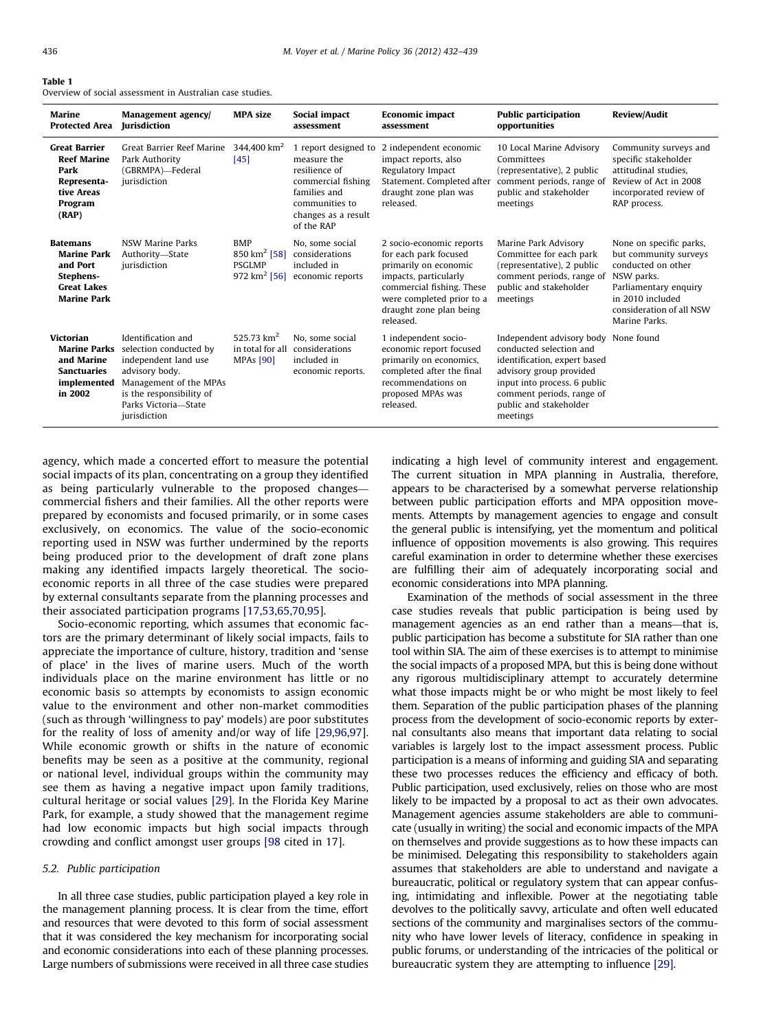**Table 1**
Overview of social assessment in Australian case studies.

| Marine Protected Area | Management agency/ Jurisdiction | MPA size | Social impact assessment | Economic impact assessment | Public participation opportunities | Review/Audit |
|---|---|---|---|---|---|---|
| **Great Barrier Reef Marine Park Representative Areas Program (RAP)** | Great Barrier Reef Marine Park Authority (GBRMPA)—Federal jurisdiction | 344,400 km$^2$ [45] | 1 report designed to measure the resilience of commercial fishing families and communities to changes as a result of the RAP | 2 independent economic impact reports, also Regulatory Impact Statement. Completed after draught zone plan was released. | 10 Local Marine Advisory Committees (representative), 2 public comment periods, range of public and stakeholder meetings | Community surveys and specific stakeholder attitudinal studies, Review of Act in 2008 incorporated review of RAP process. |
| **Batemans Marine Park and Port Stephens-Great Lakes Marine Park** | NSW Marine Parks Authority—State jurisdiction | BMP 850 km$^2$ [58] PSGLMP 972 km$^2$ [56] | No, some social considerations included in economic reports | 2 socio-economic reports for each park focused primarily on economic impacts, particularly commercial fishing. These were completed prior to a draught zone plan being released. | Marine Park Advisory Committee for each park (representative), 2 public comment periods, range of public and stakeholder meetings | None on specific parks, but community surveys conducted on other NSW parks. Parliamentary enquiry in 2010 included consideration of all NSW Marine Parks. |
| **Victorian Marine Parks and Marine Sanctuaries implemented in 2002** | Identification and selection conducted by independent land use advisory body. Management of the MPAs is the responsibility of Parks Victoria—State jurisdiction | 525.73 km$^2$ in total for all MPAs [90] | No, some social considerations included in economic reports. | 1 independent socio-economic report focused primarily on economics, completed after the final recommendations on proposed MPAs was released. | Independent advisory body conducted selection and identification, expert based advisory group provided input into process. 6 public comment periods, range of public and stakeholder meetings | None found |

agency, which made a concerted effort to measure the potential social impacts of its plan, concentrating on a group they identified as being particularly vulnerable to the proposed changes—commercial fishers and their families. All the other reports were prepared by economists and focused primarily, or in some cases exclusively, on economics. The value of the socio-economic reporting used in NSW was further undermined by the reports being produced prior to the development of draft zone plans making any identified impacts largely theoretical. The socio-economic reports in all three of the case studies were prepared by external consultants separate from the planning processes and their associated participation programs [17,53,65,70,95].

Socio-economic reporting, which assumes that economic factors are the primary determinant of likely social impacts, fails to appreciate the importance of culture, history, tradition and 'sense of place' in the lives of marine users. Much of the worth individuals place on the marine environment has little or no economic basis so attempts by economists to assign economic value to the environment and other non-market commodities (such as through 'willingness to pay' models) are poor substitutes for the reality of loss of amenity and/or way of life [29,96,97]. While economic growth or shifts in the nature of economic benefits may be seen as a positive at the community, regional or national level, individual groups within the community may see them as having a negative impact upon family traditions, cultural heritage or social values [29]. In the Florida Key Marine Park, for example, a study showed that the management regime had low economic impacts but high social impacts through crowding and conflict amongst user groups [98 cited in 17].

### 5.2. Public participation

In all three case studies, public participation played a key role in the management planning process. It is clear from the time, effort and resources that were devoted to this form of social assessment that it was considered the key mechanism for incorporating social and economic considerations into each of these planning processes. Large numbers of submissions were received in all three case studies indicating a high level of community interest and engagement. The current situation in MPA planning in Australia, therefore, appears to be characterised by a somewhat perverse relationship between public participation efforts and MPA opposition movements. Attempts by management agencies to engage and consult the general public is intensifying, yet the momentum and political influence of opposition movements is also growing. This requires careful examination in order to determine whether these exercises are fulfilling their aim of adequately incorporating social and economic considerations into MPA planning.

Examination of the methods of social assessment in the three case studies reveals that public participation is being used by management agencies as an end rather than a means—that is, public participation has become a substitute for SIA rather than one tool within SIA. The aim of these exercises is to attempt to minimise the social impacts of a proposed MPA, but this is being done without any rigorous multidisciplinary attempt to accurately determine what those impacts might be or who might be most likely to feel them. Separation of the public participation phases of the planning process from the development of socio-economic reports by external consultants also means that important data relating to social variables is largely lost to the impact assessment process. Public participation is a means of informing and guiding SIA and separating these two processes reduces the efficiency and efficacy of both. Public participation, used exclusively, relies on those who are most likely to be impacted by a proposal to act as their own advocates. Management agencies assume stakeholders are able to communicate (usually in writing) the social and economic impacts of the MPA on themselves and provide suggestions as to how these impacts can be minimised. Delegating this responsibility to stakeholders again assumes that stakeholders are able to understand and navigate a bureaucratic, political or regulatory system that can appear confusing, intimidating and inflexible. Power at the negotiating table devolves to the politically savvy, articulate and often well educated sections of the community and marginalises sectors of the community who have lower levels of literacy, confidence in speaking in public forums, or understanding of the intricacies of the political or bureaucratic system they are attempting to influence [29].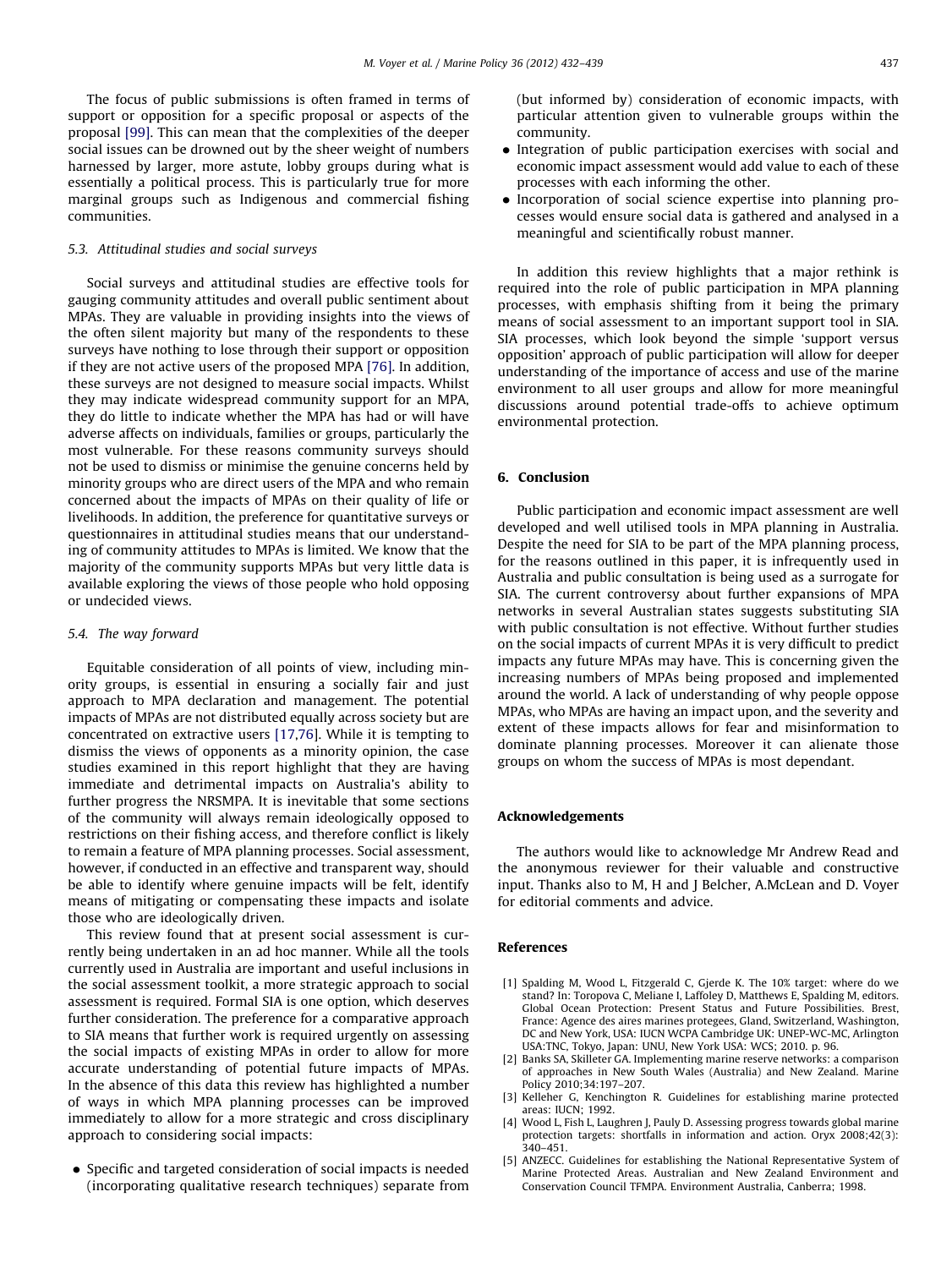The focus of public submissions is often framed in terms of support or opposition for a specific proposal or aspects of the proposal [99]. This can mean that the complexities of the deeper social issues can be drowned out by the sheer weight of numbers harnessed by larger, more astute, lobby groups during what is essentially a political process. This is particularly true for more marginal groups such as Indigenous and commercial fishing communities.

### 5.3. Attitudinal studies and social surveys

Social surveys and attitudinal studies are effective tools for gauging community attitudes and overall public sentiment about MPAs. They are valuable in providing insights into the views of the often silent majority but many of the respondents to these surveys have nothing to lose through their support or opposition if they are not active users of the proposed MPA [76]. In addition, these surveys are not designed to measure social impacts. Whilst they may indicate widespread community support for an MPA, they do little to indicate whether the MPA has had or will have adverse affects on individuals, families or groups, particularly the most vulnerable. For these reasons community surveys should not be used to dismiss or minimise the genuine concerns held by minority groups who are direct users of the MPA and who remain concerned about the impacts of MPAs on their quality of life or livelihoods. In addition, the preference for quantitative surveys or questionnaires in attitudinal studies means that our understanding of community attitudes to MPAs is limited. We know that the majority of the community supports MPAs but very little data is available exploring the views of those people who hold opposing or undecided views.

### 5.4. The way forward

Equitable consideration of all points of view, including minority groups, is essential in ensuring a socially fair and just approach to MPA declaration and management. The potential impacts of MPAs are not distributed equally across society but are concentrated on extractive users [17,76]. While it is tempting to dismiss the views of opponents as a minority opinion, the case studies examined in this report highlight that they are having immediate and detrimental impacts on Australia's ability to further progress the NRSMPA. It is inevitable that some sections of the community will always remain ideologically opposed to restrictions on their fishing access, and therefore conflict is likely to remain a feature of MPA planning processes. Social assessment, however, if conducted in an effective and transparent way, should be able to identify where genuine impacts will be felt, identify means of mitigating or compensating these impacts and isolate those who are ideologically driven.

This review found that at present social assessment is currently being undertaken in an ad hoc manner. While all the tools currently used in Australia are important and useful inclusions in the social assessment toolkit, a more strategic approach to social assessment is required. Formal SIA is one option, which deserves further consideration. The preference for a comparative approach to SIA means that further work is required urgently on assessing the social impacts of existing MPAs in order to allow for more accurate understanding of potential future impacts of MPAs. In the absence of this data this review has highlighted a number of ways in which MPA planning processes can be improved immediately to allow for a more strategic and cross disciplinary approach to considering social impacts:

- Specific and targeted consideration of social impacts is needed (incorporating qualitative research techniques) separate from (but informed by) consideration of economic impacts, with particular attention given to vulnerable groups within the community.
- Integration of public participation exercises with social and economic impact assessment would add value to each of these processes with each informing the other.
- Incorporation of social science expertise into planning processes would ensure social data is gathered and analysed in a meaningful and scientifically robust manner.

In addition this review highlights that a major rethink is required into the role of public participation in MPA planning processes, with emphasis shifting from it being the primary means of social assessment to an important support tool in SIA. SIA processes, which look beyond the simple 'support versus opposition' approach of public participation will allow for deeper understanding of the importance of access and use of the marine environment to all user groups and allow for more meaningful discussions around potential trade-offs to achieve optimum environmental protection.

## 6. Conclusion

Public participation and economic impact assessment are well developed and well utilised tools in MPA planning in Australia. Despite the need for SIA to be part of the MPA planning process, for the reasons outlined in this paper, it is infrequently used in Australia and public consultation is being used as a surrogate for SIA. The current controversy about further expansions of MPA networks in several Australian states suggests substituting SIA with public consultation is not effective. Without further studies on the social impacts of current MPAs it is very difficult to predict impacts any future MPAs may have. This is concerning given the increasing numbers of MPAs being proposed and implemented around the world. A lack of understanding of why people oppose MPAs, who MPAs are having an impact upon, and the severity and extent of these impacts allows for fear and misinformation to dominate planning processes. Moreover it can alienate those groups on whom the success of MPAs is most dependant.

## Acknowledgements

The authors would like to acknowledge Mr Andrew Read and the anonymous reviewer for their valuable and constructive input. Thanks also to M, H and J Belcher, A.McLean and D. Voyer for editorial comments and advice.

## References

[1] Spalding M, Wood L, Fitzgerald C, Gjerde K. The 10% target: where do we stand? In: Toropova C, Meliane I, Laffoley D, Matthews E, Spalding M, editors. Global Ocean Protection: Present Status and Future Possibilities. Brest, France: Agence des aires marines protegees, Gland, Switzerland, Washington, DC and New York, USA: IUCN WCPA Cambridge UK: UNEP-WC-MC, Arlington USA:TNC, Tokyo, Japan: UNU, New York USA: WCS; 2010. p. 96.

[2] Banks SA, Skilleter GA. Implementing marine reserve networks: a comparison of approaches in New South Wales (Australia) and New Zealand. Marine Policy 2010;34:197–207.

[3] Kelleher G, Kenchington R. Guidelines for establishing marine protected areas: IUCN; 1992.

[4] Wood L, Fish L, Laughren J, Pauly D. Assessing progress towards global marine protection targets: shortfalls in information and action. Oryx 2008;42(3): 340–451.

[5] ANZECC. Guidelines for establishing the National Representative System of Marine Protected Areas. Australian and New Zealand Environment and Conservation Council TFMPA. Environment Australia, Canberra; 1998.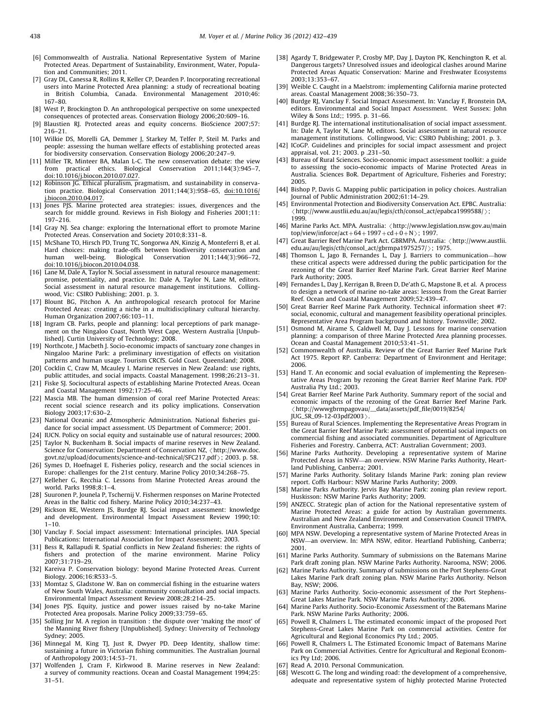[6] Commonwealth of Australia. National Representative System of Marine Protected Areas. Department of Sustainability, Environment, Water, Population and Communities; 2011.

[7] Gray DL, Canessa R, Rollins R, Keller CP, Dearden P. Incorporating recreational users into Marine Protected Area planning: a study of recreational boating in British Columbia, Canada. Environmental Management 2010;46: 167–80.

[8] West P, Brockington D. An anthropological perspective on some unexpected consequences of protected areas. Conservation Biology 2006;20:609–16.

[9] Blaustien RJ. Protected areas and equity concerns. BioScience 2007;57: 216–21.

[10] Wilkie DS, Morelli GA, Demmer J, Starkey M, Telfer P, Steil M. Parks and people: assessing the human welfare effects of establishing protected areas for biodiversity conservation. Conservation Biology 2006;20:247–9.

[11] Miller TR, Minteer BA, Malan L-C. The new conservation debate: the view from practical ethics. Biological Conservation 2011;144(3):945–7, doi:10.1016/j.biocon.2010.07.027.

[12] Robinson JG. Ethical pluralism, pragmatism, and sustainability in conservation practice. Biological Conservation 2011;144(3):958–65, doi:10.1016/j.biocon.2010.04.017.

[13] Jones PJS. Marine protected area strategies: issues, divergences and the search for middle ground. Reviews in Fish Biology and Fisheries 2001;11: 197–216.

[14] Gray NJ. Sea change: exploring the International effort to promote Marine Protected Areas. Conservation and Society 2010;8:331–8.

[15] McShane TO, Hirsch PD, Trung TC, Songorwa AN, Kinzig A, Monteferri B, et al. Hard choices: making trade-offs between biodiversity conservation and human well-being. Biological Conservation 2011;144(3):966–72, doi:10.1016/j.biocon.2010.04.038.

[16] Lane M, Dale A, Taylor N. Social assessment in natural resource management: promise, potentiality, and practice. In: Dale A, Taylor N, Lane M, editors. Social assessment in natural resource management institutions. Collingwood, Vic: CSIRO Publishing; 2001. p. 3.

[17] Blount BG, Pitchon A. An anthropological research protocol for Marine Protected Areas: creating a niche in a multidisciplinary cultural hierarchy. Human Organization 2007;66:103–11.

[18] Ingram CB. Parks, people and planning: local perceptions of park management on the Ningaloo Coast, North West Cape, Western Australia [Unpublished]. Curtin University of Technology; 2008.

[19] Northcote, J Macbeth J. Socio-economic impacts of sanctuary zone changes in Ningaloo Marine Park: a preliminary investigation of effects on visitation patterns and human usage. Tourism CRCfS. Gold Coast. Queensland; 2008.

[20] Cocklin C, Craw M, Mcauley I. Marine reserves in New Zealand: use rights, public attitudes, and social impacts. Coastal Management. 1998;26:213–31.

[21] Fiske SJ. Sociocultural aspects of establishing Marine Protected Areas. Ocean and Coastal Management 1992;17:25–46.

[22] Mascia MB. The human dimension of coral reef Marine Protected Areas: recent social science research and its policy implications. Conservation Biology 2003;17:630–2.

[23] National Oceanic and Atmospheric Administration. National fisheries guidance for social impact assessment. US Department of Commerce; 2001.

[24] IUCN. Policy on social equity and sustainable use of natural resources; 2000.

[25] Taylor N, Buckenham B. Social impacts of marine reserves in New Zealand. Science for Conservation: Department of Conservation NZ, 〈http://www.doc.govt.nz/upload/documents/science-and-technical/SFC217.pdf〉; 2003. p. 58.

[26] Symes D, Hoefnagel E. Fisheries policy, research and the social sciences in Europe: challenges for the 21st century. Marine Policy 2010;34:268–75.

[27] Kelleher G, Recchia C. Lessons from Marine Protected Areas around the world. Parks 1998;8:1–4.

[28] Suuronen P, Jounela P, Tschernij V. Fishermen responses on Marine Protected Areas in the Baltic cod fishery. Marine Policy 2010;34:237–43.

[29] Rickson RE, Western JS, Burdge RJ. Social impact assessment: knowledge and development. Environmental Impact Assessment Review 1990;10: 1–10.

[30] Vanclay F. Social impact assessment: International principles. IAIA Special Publications: International Association for Impact Assessment; 2003.

[31] Bess R, Rallapudi R. Spatial conflicts in New Zealand fisheries: the rights of fishers and protection of the marine environment. Marine Policy 2007;31:719–29.

[32] Kareiva P. Conservation biology: beyond Marine Protected Areas. Current Biology. 2006;16:R533–5.

[33] Momtaz S, Gladstone W. Ban on commercial fishing in the estuarine waters of New South Wales, Australia: community consultation and social impacts. Environmental Impact Assessment Review 2008;28:214–25.

[34] Jones PJS. Equity, justice and power issues raised by no-take Marine Protected Area proposals. Marine Policy 2009;33:759–65.

[35] Solling Jnr M. A region in transition : the dispute over 'making the most' of the Manning River fishery [Unpublished]. Sydney: University of Technology Sydney; 2005.

[36] Minnegal M, King TJ, Just R, Dwyer PD. Deep Identity, shallow time: sustaining a future in Victorian fishing communities. The Australian Journal of Anthropology 2003;14:53–71.

[37] Wolfenden J, Cram F, Kirkwood B. Marine reserves in New Zealand: a survey of community reactions. Ocean and Coastal Management 1994;25: 31–51.

[38] Agardy T, Bridgewater P, Crosby MP, Day J, Dayton PK, Kenchington R, et al. Dangerous targets? Unresolved issues and ideological clashes around Marine Protected Areas Aquatic Conservation: Marine and Freshwater Ecosystems 2003;13:353–67.

[39] Weible C. Caught in a Maelstrom: implementing California marine protected areas. Coastal Management 2008;36:350–73.

[40] Burdge RJ, Vanclay F. Social Impact Assessment. In: Vanclay F, Bronstein DA, editors. Environmental and Social Impact Assessment. West Sussex: John Wiley & Sons Ltd;; 1995. p. 31–66.

[41] Burdge RJ. The international institutionalisation of social impact assessment. In: Dale A, Taylor N, Lane M, editors. Social assessment in natural resource management institutions. Collingwood, Vic: CSIRO Publishing; 2001. p. 3.

[42] ICoGP. Guidelines and principles for social impact assessment and project appraisal, vol. 21; 2003. p .231–50.

[43] Bureau of Rural Sciences. Socio-economic impact assessment toolkit: a guide to assessing the socio-economic impacts of Marine Protected Areas in Australia. Sciences BoR. Department of Agriculture, Fisheries and Forestry; 2005.

[44] Bishop P, Davis G. Mapping public participation in policy choices. Australian Journal of Public Administration 2002;61:14–29.

[45] Environmental Protection and Biodiversity Conservation Act. EPBC. Australia: 〈http://www.austlii.edu.au/au/legis/cth/consol_act/epabca1999588/〉; 1999.

[46] Marine Parks Act. MPA. Australia: 〈http://www.legislation.nsw.gov.au/maintop/view/inforce/act+64+1997+cd+0+N〉; 1997.

[47] Great Barrier Reef Marine Park Act. GBRMPA. Australia: 〈http://www.austlii.edu.au/au/legis/cth/consol_act/gbrmpa1975257/〉; 1975.

[48] Thomson L, Jago B, Fernandes L, Day J. Barriers to communication—how these critical aspects were addressed during the public participation for the rezoning of the Great Barrier Reef Marine Park. Great Barrier Reef Marine Park Authority; 2005.

[49] Fernandes L, Day J, Kerrigan B, Breen D, De'ath G, Mapstone B, et al. A process to design a network of marine no-take areas: lessons from the Great Barrier Reef. Ocean and Coastal Management 2009;52:439–47.

[50] Great Barrier Reef Marine Park Authority. Technical information sheet #7: social, economic, cultural and management feasibility operational principles. Representative Area Program background and history. Townsville; 2002.

[51] Osmond M, Airame S, Caldwell M, Day J. Lessons for marine conservation planning: a comparison of three Marine Protected Area planning processes. Ocean and Coastal Management 2010;53:41–51.

[52] Commonwealth of Australia. Review of the Great Barrier Reef Marine Park Act 1975. Report RP. Canberra: Department of Environment and Heritage; 2006.

[53] Hand T. An economic and social evaluation of implementing the Representative Areas Program by rezoning the Great Barrier Reef Marine Park. PDP Australia Pty Ltd.; 2003.

[54] Great Barrier Reef Marine Park Authority. Summary report of the social and economic impacts of the rezoning of the Great Barrier Reef Marine Park. 〈http://wwwgbrmpagovau/__data/assets/pdf_file/0019/8254/JUG_SR_09-12-03pdf2003〉.

[55] Bureau of Rural Sciences. Implementing the Representative Areas Program in the Great Barrier Reef Marine Park: assessment of potential social impacts on commercial fishing and associated communities. Department of Agriculture Fisheries and Forestry. Canberra, ACT: Australian Government; 2003.

[56] Marine Parks Authority. Developing a representative system of Marine Protected Areas in NSW—an overview. NSW Marine Parks Authority, Heartland Publishing, Canberra; 2001.

[57] Marine Parks Authority. Solitary Islands Marine Park: zoning plan review report. Coffs Harbour: NSW Marine Parks Authority; 2009.

[58] Marine Parks Authority. Jervis Bay Marine Park: zoning plan review report. Huskisson: NSW Marine Parks Authority; 2009.

[59] ANZECC. Strategic plan of action for the National representative system of Marine Protected Areas: a guide for action by Australian governments. Australian and New Zealand Environment and Conservation Council TFMPA. Environment Australia, Canberra; 1999.

[60] MPA NSW. Developing a representative system of Marine Protected Areas in NSW—an overview. In: MPA NSW, editor. Heartland Publishing, Canberra; 2001.

[61] Marine Parks Authority. Summary of submissions on the Batemans Marine Park draft zoning plan. NSW Marine Parks Authority. Narooma, NSW; 2006.

[62] Marine Parks Authority. Summary of submissions on the Port Stephens-Great Lakes Marine Park draft zoning plan. NSW Marine Parks Authority. Nelson Bay, NSW; 2006.

[63] Marine Parks Authority. Socio-economic assessment of the Port Stephens-Great Lakes Marine Park. NSW Marine Parks Authority; 2006.

[64] Marine Parks Authority. Socio-Economic Assessment of the Batemans Marine Park. NSW Marine Parks Authority; 2006.

[65] Powell R, Chalmers L. The estimated economic impact of the proposed Port Stephens-Great Lakes Marine Park on commercial activities. Centre for Agricultural and Regional Economics Pty Ltd.; 2005.

[66] Powell R, Chalmers L. The Estimated Economic Impact of Batemans Marine Park on Commercial Activities. Centre for Agricultural and Regional Economics Pty Ltd; 2006.

[67] Read A. 2010. Personal Communication.

[68] Wescott G. The long and winding road: the development of a comprehensive, adequate and representative system of highly protected Marine Protected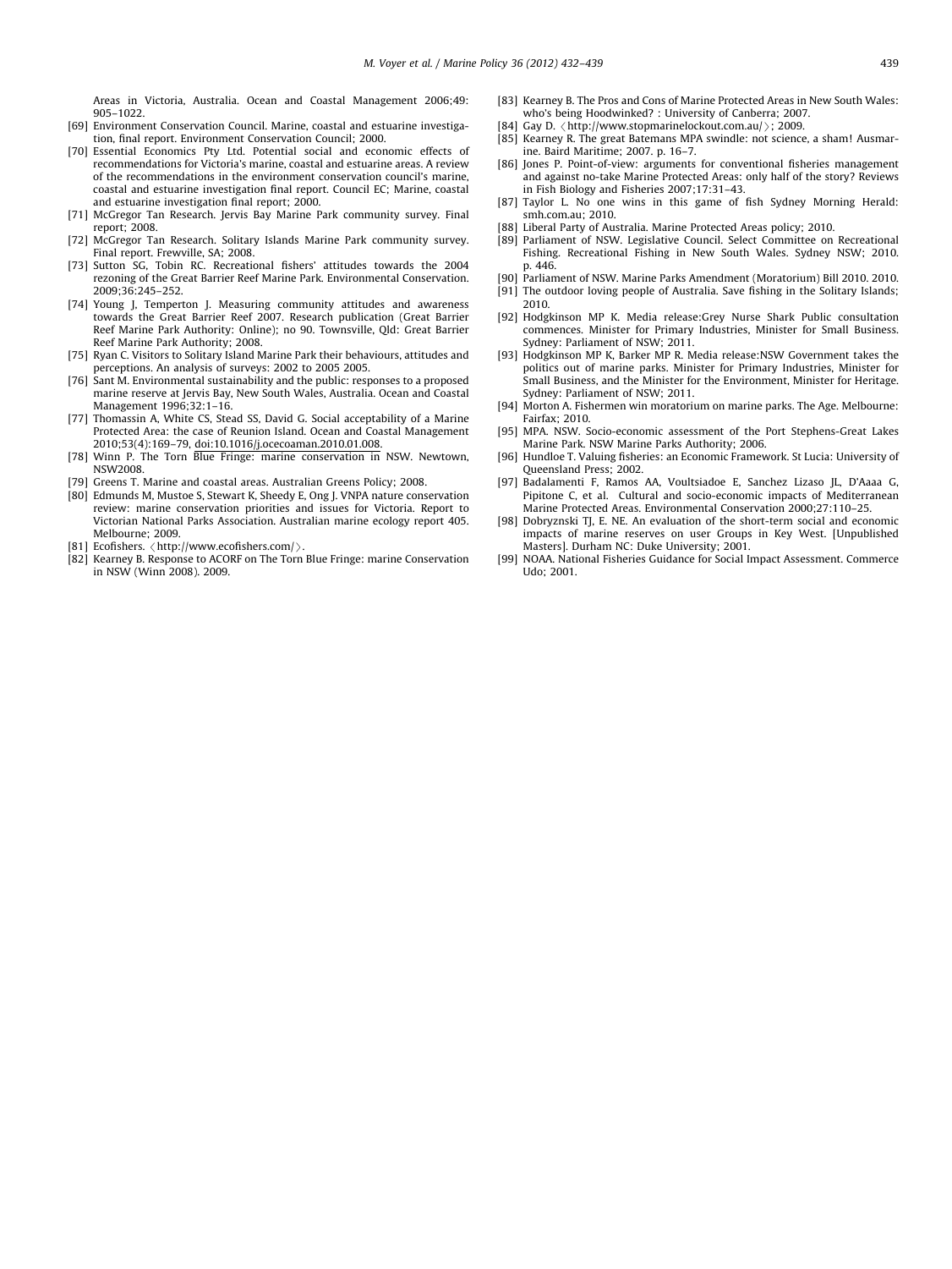Areas in Victoria, Australia. Ocean and Coastal Management 2006;49: 905–1022.

[69] Environment Conservation Council. Marine, coastal and estuarine investigation, final report. Environment Conservation Council; 2000.

[70] Essential Economics Pty Ltd. Potential social and economic effects of recommendations for Victoria's marine, coastal and estuarine areas. A review of the recommendations in the environment conservation council's marine, coastal and estuarine investigation final report. Council EC; Marine, coastal and estuarine investigation final report; 2000.

[71] McGregor Tan Research. Jervis Bay Marine Park community survey. Final report; 2008.

[72] McGregor Tan Research. Solitary Islands Marine Park community survey. Final report. Frewville, SA; 2008.

[73] Sutton SG, Tobin RC. Recreational fishers' attitudes towards the 2004 rezoning of the Great Barrier Reef Marine Park. Environmental Conservation. 2009;36:245–252.

[74] Young J, Temperton J. Measuring community attitudes and awareness towards the Great Barrier Reef 2007. Research publication (Great Barrier Reef Marine Park Authority: Online); no 90. Townsville, Qld: Great Barrier Reef Marine Park Authority; 2008.

[75] Ryan C. Visitors to Solitary Island Marine Park their behaviours, attitudes and perceptions. An analysis of surveys: 2002 to 2005 2005.

[76] Sant M. Environmental sustainability and the public: responses to a proposed marine reserve at Jervis Bay, New South Wales, Australia. Ocean and Coastal Management 1996;32:1–16.

[77] Thomassin A, White CS, Stead SS, David G. Social acceptability of a Marine Protected Area: the case of Reunion Island. Ocean and Coastal Management 2010;53(4):169–79, doi:10.1016/j.ocecoaman.2010.01.008.

[78] Winn P. The Torn Blue Fringe: marine conservation in NSW. Newtown, NSW2008.

[79] Greens T. Marine and coastal areas. Australian Greens Policy; 2008.

[80] Edmunds M, Mustoe S, Stewart K, Sheedy E, Ong J. VNPA nature conservation review: marine conservation priorities and issues for Victoria. Report to Victorian National Parks Association. Australian marine ecology report 405. Melbourne; 2009.

[81] Ecofishers. ⟨http://www.ecofishers.com/⟩.

[82] Kearney B. Response to ACORF on The Torn Blue Fringe: marine Conservation in NSW (Winn 2008). 2009.

[83] Kearney B. The Pros and Cons of Marine Protected Areas in New South Wales: who's being Hoodwinked? : University of Canberra; 2007.

[84] Gay D. ⟨http://www.stopmarinelockout.com.au/⟩; 2009.

[85] Kearney R. The great Batemans MPA swindle: not science, a sham! Ausmarine. Baird Maritime; 2007. p. 16–7.

[86] Jones P. Point-of-view: arguments for conventional fisheries management and against no-take Marine Protected Areas: only half of the story? Reviews in Fish Biology and Fisheries 2007;17:31–43.

[87] Taylor L. No one wins in this game of fish Sydney Morning Herald: smh.com.au; 2010.

[88] Liberal Party of Australia. Marine Protected Areas policy; 2010.

[89] Parliament of NSW. Legislative Council. Select Committee on Recreational Fishing. Recreational Fishing in New South Wales. Sydney NSW; 2010. p. 446.

[90] Parliament of NSW. Marine Parks Amendment (Moratorium) Bill 2010. 2010.

[91] The outdoor loving people of Australia. Save fishing in the Solitary Islands; 2010.

[92] Hodgkinson MP K. Media release:Grey Nurse Shark Public consultation commences. Minister for Primary Industries, Minister for Small Business. Sydney: Parliament of NSW; 2011.

[93] Hodgkinson MP K, Barker MP R. Media release:NSW Government takes the politics out of marine parks. Minister for Primary Industries, Minister for Small Business, and the Minister for the Environment, Minister for Heritage. Sydney: Parliament of NSW; 2011.

[94] Morton A. Fishermen win moratorium on marine parks. The Age. Melbourne: Fairfax; 2010.

[95] MPA. NSW. Socio-economic assessment of the Port Stephens-Great Lakes Marine Park. NSW Marine Parks Authority; 2006.

[96] Hundloe T. Valuing fisheries: an Economic Framework. St Lucia: University of Queensland Press; 2002.

[97] Badalamenti F, Ramos AA, Voultsiadoe E, Sanchez Lizaso JL, D'Aaaa G, Pipitone C, et al. Cultural and socio-economic impacts of Mediterranean Marine Protected Areas. Environmental Conservation 2000;27:110–25.

[98] Dobryznski TJ, E. NE. An evaluation of the short-term social and economic impacts of marine reserves on user Groups in Key West. [Unpublished Masters]. Durham NC: Duke University; 2001.

[99] NOAA. National Fisheries Guidance for Social Impact Assessment. Commerce Udo; 2001.